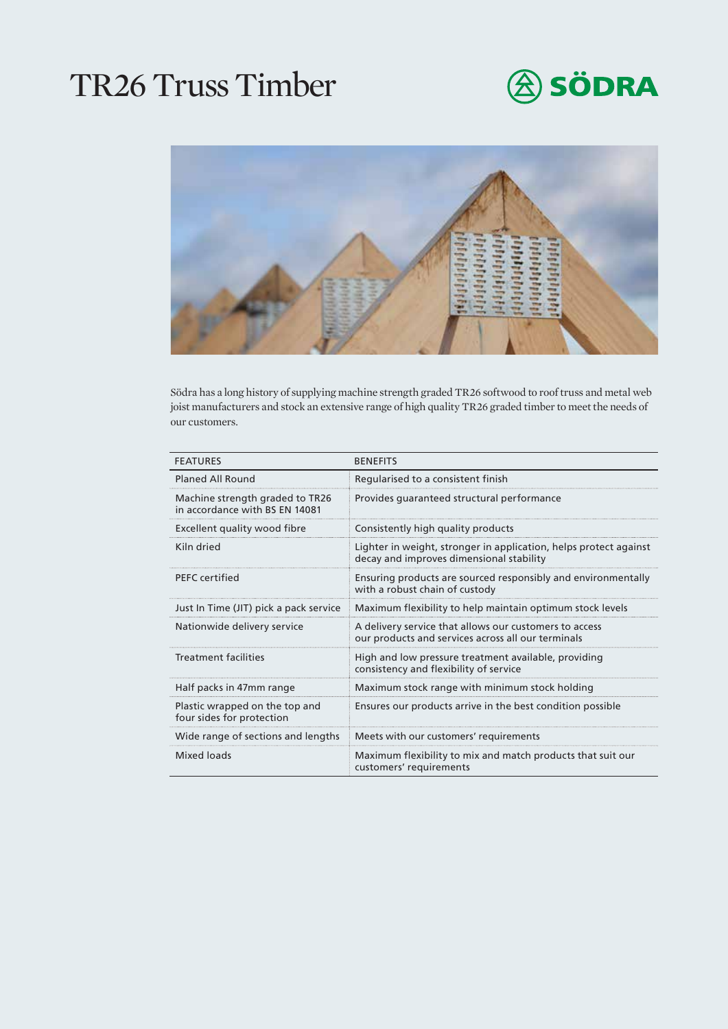# TR26 Truss Timber

SÖDRA

Södra has a long history of supplying machine strength graded TR26 softwood to roof truss and metal web joist manufacturers and stock an extensive range of high quality TR26 graded timber to meet the needs of our customers.

| FEATURES | BENEFITS |
|---|---|
| Planed All Round | Regularised to a consistent finish |
| Machine strength graded to TR26 in accordance with BS EN 14081 | Provides guaranteed structural performance |
| Excellent quality wood fibre | Consistently high quality products |
| Kiln dried | Lighter in weight, stronger in application, helps protect against decay and improves dimensional stability |
| PEFC certified | Ensuring products are sourced responsibly and environmentally with a robust chain of custody |
| Just In Time (JIT) pick a pack service | Maximum flexibility to help maintain optimum stock levels |
| Nationwide delivery service | A delivery service that allows our customers to access our products and services across all our terminals |
| Treatment facilities | High and low pressure treatment available, providing consistency and flexibility of service |
| Half packs in 47mm range | Maximum stock range with minimum stock holding |
| Plastic wrapped on the top and four sides for protection | Ensures our products arrive in the best condition possible |
| Wide range of sections and lengths | Meets with our customers' requirements |
| Mixed loads | Maximum flexibility to mix and match products that suit our customers' requirements |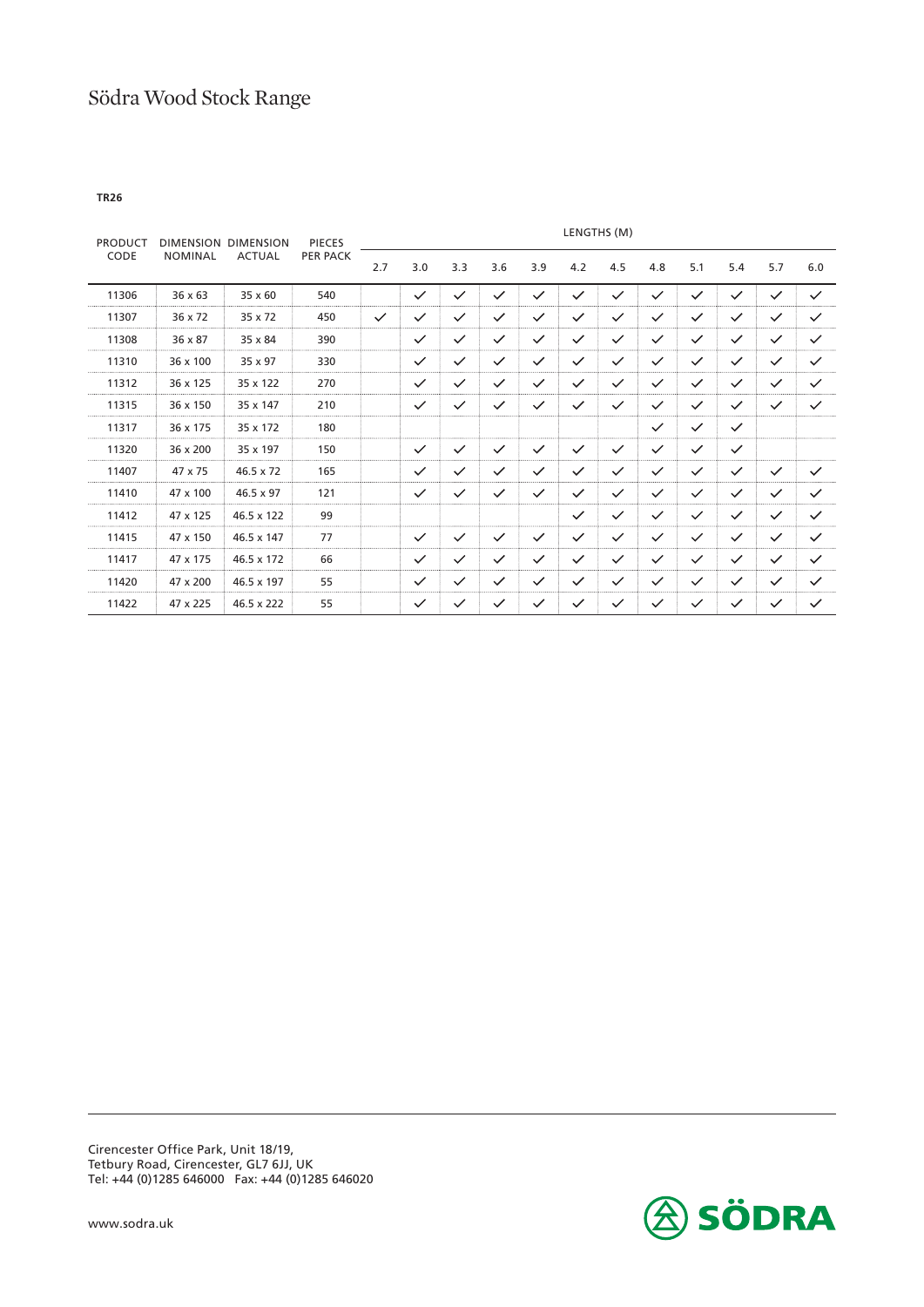# Södra Wood Stock Range

**TR26**

| PRODUCT CODE | DIMENSION NOMINAL | DIMENSION ACTUAL | PIECES PER PACK | LENGTHS (M) | | | | | | | | | | | |
|---|---|---|---|---|---|---|---|---|---|---|---|---|---|---|---|
| | | | | 2.7 | 3.0 | 3.3 | 3.6 | 3.9 | 4.2 | 4.5 | 4.8 | 5.1 | 5.4 | 5.7 | 6.0 |
| 11306 | 36 x 63 | 35 x 60 | 540 | | ✓ | ✓ | ✓ | ✓ | ✓ | ✓ | ✓ | ✓ | ✓ | ✓ | ✓ |
| 11307 | 36 x 72 | 35 x 72 | 450 | ✓ | ✓ | ✓ | ✓ | ✓ | ✓ | ✓ | ✓ | ✓ | ✓ | ✓ | ✓ |
| 11308 | 36 x 87 | 35 x 84 | 390 | | ✓ | ✓ | ✓ | ✓ | ✓ | ✓ | ✓ | ✓ | ✓ | ✓ | ✓ |
| 11310 | 36 x 100 | 35 x 97 | 330 | | ✓ | ✓ | ✓ | ✓ | ✓ | ✓ | ✓ | ✓ | ✓ | ✓ | ✓ |
| 11312 | 36 x 125 | 35 x 122 | 270 | | ✓ | ✓ | ✓ | ✓ | ✓ | ✓ | ✓ | ✓ | ✓ | ✓ | ✓ |
| 11315 | 36 x 150 | 35 x 147 | 210 | | ✓ | ✓ | ✓ | ✓ | ✓ | ✓ | ✓ | ✓ | ✓ | ✓ | ✓ |
| 11317 | 36 x 175 | 35 x 172 | 180 | | | | | | | | ✓ | ✓ | ✓ | | |
| 11320 | 36 x 200 | 35 x 197 | 150 | | ✓ | ✓ | ✓ | ✓ | ✓ | ✓ | ✓ | ✓ | ✓ | | |
| 11407 | 47 x 75 | 46.5 x 72 | 165 | | ✓ | ✓ | ✓ | ✓ | ✓ | ✓ | ✓ | ✓ | ✓ | ✓ | ✓ |
| 11410 | 47 x 100 | 46.5 x 97 | 121 | | ✓ | ✓ | ✓ | ✓ | ✓ | ✓ | ✓ | ✓ | ✓ | ✓ | ✓ |
| 11412 | 47 x 125 | 46.5 x 122 | 99 | | | | | | ✓ | ✓ | ✓ | ✓ | ✓ | ✓ | ✓ |
| 11415 | 47 x 150 | 46.5 x 147 | 77 | | ✓ | ✓ | ✓ | ✓ | ✓ | ✓ | ✓ | ✓ | ✓ | ✓ | ✓ |
| 11417 | 47 x 175 | 46.5 x 172 | 66 | | ✓ | ✓ | ✓ | ✓ | ✓ | ✓ | ✓ | ✓ | ✓ | ✓ | ✓ |
| 11420 | 47 x 200 | 46.5 x 197 | 55 | | ✓ | ✓ | ✓ | ✓ | ✓ | ✓ | ✓ | ✓ | ✓ | ✓ | ✓ |
| 11422 | 47 x 225 | 46.5 x 222 | 55 | | ✓ | ✓ | ✓ | ✓ | ✓ | ✓ | ✓ | ✓ | ✓ | ✓ | ✓ |

Cirencester Office Park, Unit 18/19,
Tetbury Road, Cirencester, GL7 6JJ, UK
Tel: +44 (0)1285 646000 Fax: +44 (0)1285 646020

www.sodra.uk

SÖDRA